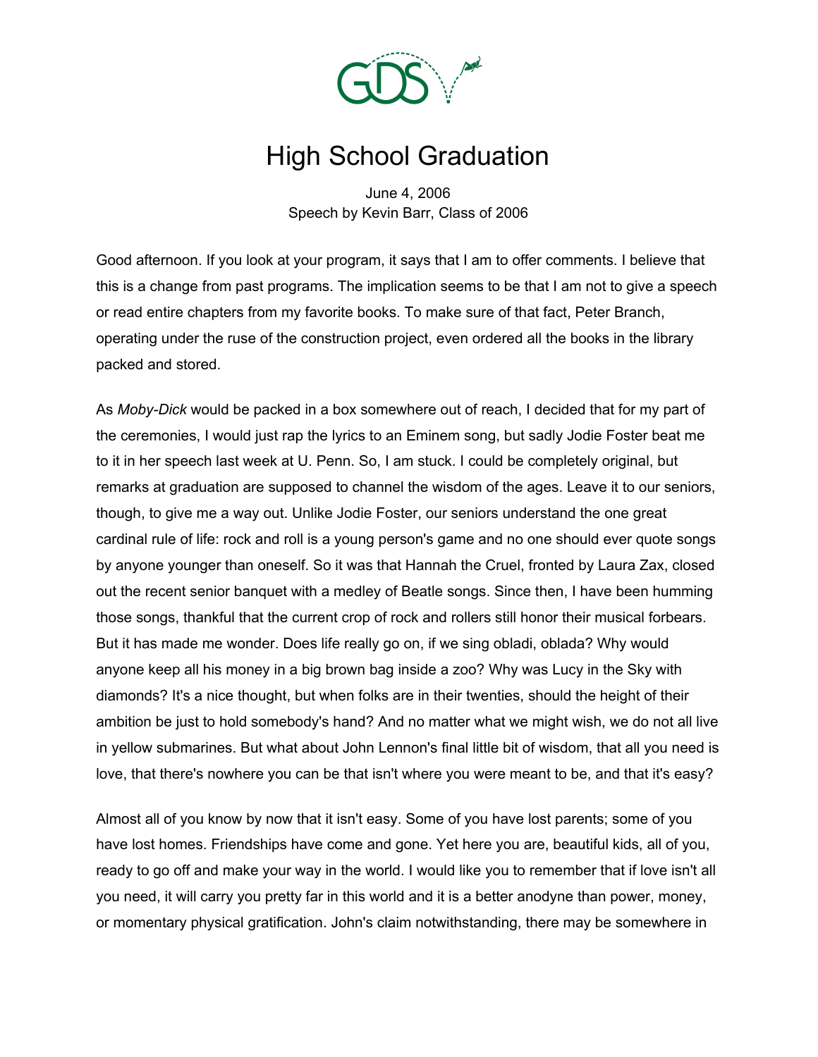# High School Graduation

June 4, 2006
Speech by Kevin Barr, Class of 2006

Good afternoon. If you look at your program, it says that I am to offer comments. I believe that this is a change from past programs. The implication seems to be that I am not to give a speech or read entire chapters from my favorite books. To make sure of that fact, Peter Branch, operating under the ruse of the construction project, even ordered all the books in the library packed and stored.

As *Moby-Dick* would be packed in a box somewhere out of reach, I decided that for my part of the ceremonies, I would just rap the lyrics to an Eminem song, but sadly Jodie Foster beat me to it in her speech last week at U. Penn. So, I am stuck. I could be completely original, but remarks at graduation are supposed to channel the wisdom of the ages. Leave it to our seniors, though, to give me a way out. Unlike Jodie Foster, our seniors understand the one great cardinal rule of life: rock and roll is a young person's game and no one should ever quote songs by anyone younger than oneself. So it was that Hannah the Cruel, fronted by Laura Zax, closed out the recent senior banquet with a medley of Beatle songs. Since then, I have been humming those songs, thankful that the current crop of rock and rollers still honor their musical forbears. But it has made me wonder. Does life really go on, if we sing obladi, oblada? Why would anyone keep all his money in a big brown bag inside a zoo? Why was Lucy in the Sky with diamonds? It's a nice thought, but when folks are in their twenties, should the height of their ambition be just to hold somebody's hand? And no matter what we might wish, we do not all live in yellow submarines. But what about John Lennon's final little bit of wisdom, that all you need is love, that there's nowhere you can be that isn't where you were meant to be, and that it's easy?

Almost all of you know by now that it isn't easy. Some of you have lost parents; some of you have lost homes. Friendships have come and gone. Yet here you are, beautiful kids, all of you, ready to go off and make your way in the world. I would like you to remember that if love isn't all you need, it will carry you pretty far in this world and it is a better anodyne than power, money, or momentary physical gratification. John's claim notwithstanding, there may be somewhere in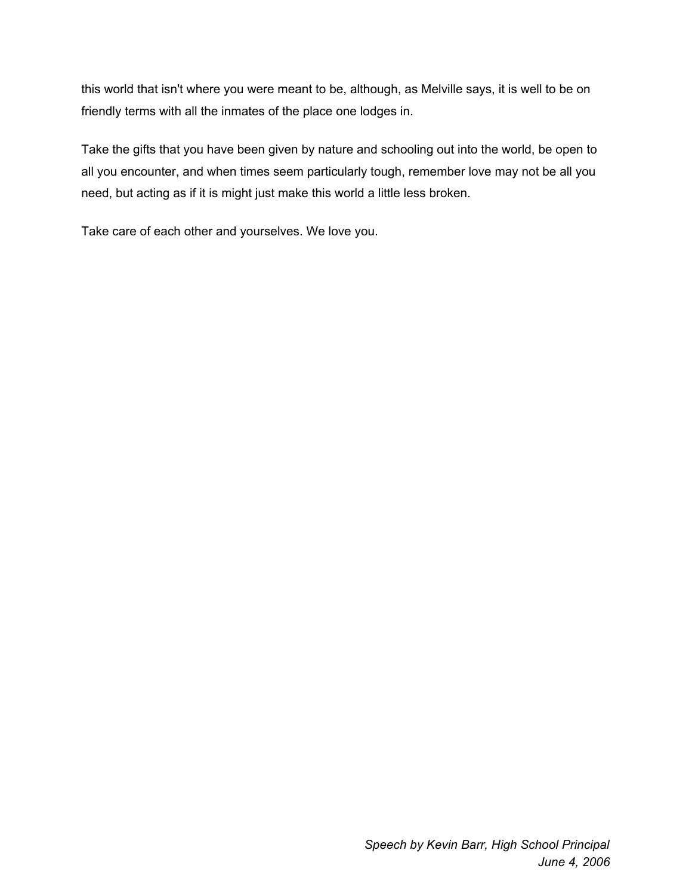this world that isn't where you were meant to be, although, as Melville says, it is well to be on friendly terms with all the inmates of the place one lodges in.

Take the gifts that you have been given by nature and schooling out into the world, be open to all you encounter, and when times seem particularly tough, remember love may not be all you need, but acting as if it is might just make this world a little less broken.

Take care of each other and yourselves. We love you.

*Speech by Kevin Barr, High School Principal*
*June 4, 2006*